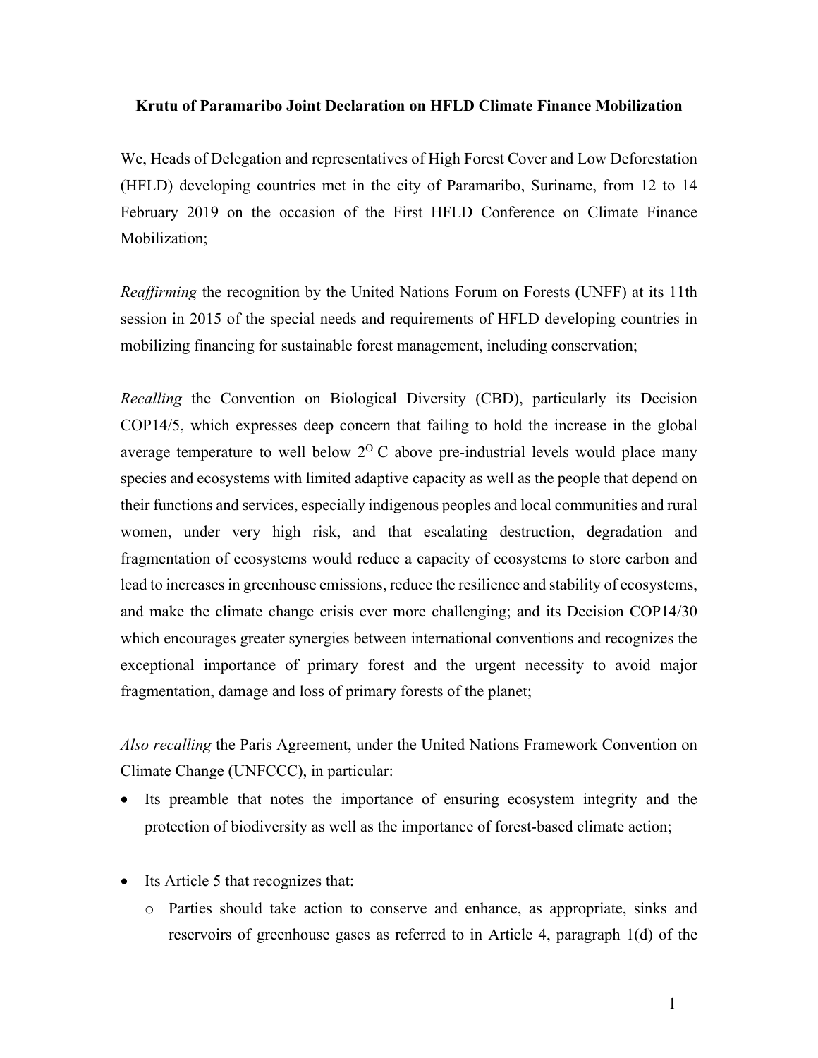**Krutu of Paramaribo Joint Declaration on HFLD Climate Finance Mobilization**

We, Heads of Delegation and representatives of High Forest Cover and Low Deforestation (HFLD) developing countries met in the city of Paramaribo, Suriname, from 12 to 14 February 2019 on the occasion of the First HFLD Conference on Climate Finance Mobilization;

*Reaffirming* the recognition by the United Nations Forum on Forests (UNFF) at its 11th session in 2015 of the special needs and requirements of HFLD developing countries in mobilizing financing for sustainable forest management, including conservation;

*Recalling* the Convention on Biological Diversity (CBD), particularly its Decision COP14/5, which expresses deep concern that failing to hold the increase in the global average temperature to well below $2^{O}$ C above pre-industrial levels would place many species and ecosystems with limited adaptive capacity as well as the people that depend on their functions and services, especially indigenous peoples and local communities and rural women, under very high risk, and that escalating destruction, degradation and fragmentation of ecosystems would reduce a capacity of ecosystems to store carbon and lead to increases in greenhouse emissions, reduce the resilience and stability of ecosystems, and make the climate change crisis ever more challenging; and its Decision COP14/30 which encourages greater synergies between international conventions and recognizes the exceptional importance of primary forest and the urgent necessity to avoid major fragmentation, damage and loss of primary forests of the planet;

*Also recalling* the Paris Agreement, under the United Nations Framework Convention on Climate Change (UNFCCC), in particular:

- Its preamble that notes the importance of ensuring ecosystem integrity and the protection of biodiversity as well as the importance of forest-based climate action;

- Its Article 5 that recognizes that:
    - Parties should take action to conserve and enhance, as appropriate, sinks and reservoirs of greenhouse gases as referred to in Article 4, paragraph 1(d) of the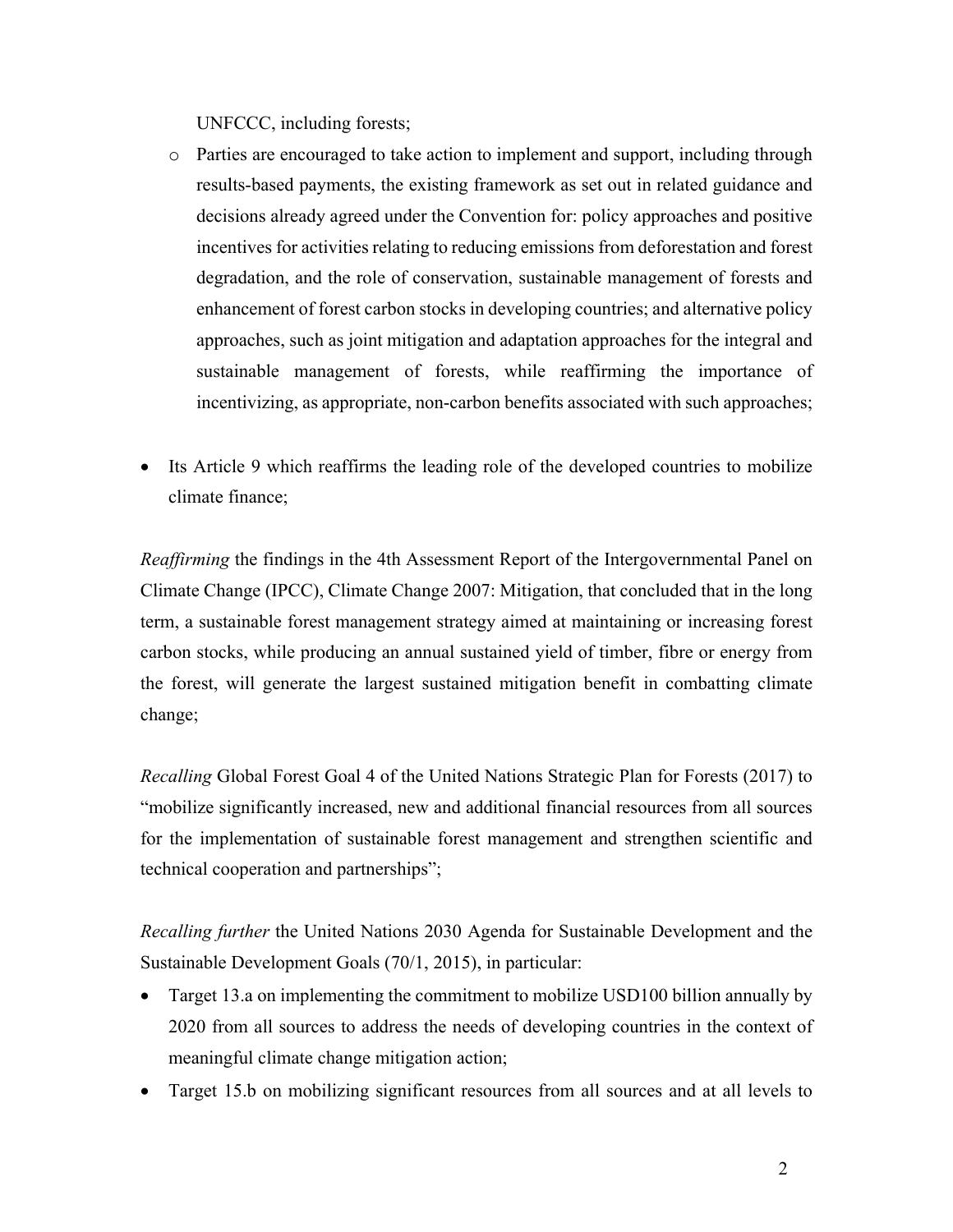UNFCCC, including forests;

  - Parties are encouraged to take action to implement and support, including through results-based payments, the existing framework as set out in related guidance and decisions already agreed under the Convention for: policy approaches and positive incentives for activities relating to reducing emissions from deforestation and forest degradation, and the role of conservation, sustainable management of forests and enhancement of forest carbon stocks in developing countries; and alternative policy approaches, such as joint mitigation and adaptation approaches for the integral and sustainable management of forests, while reaffirming the importance of incentivizing, as appropriate, non-carbon benefits associated with such approaches;

- Its Article 9 which reaffirms the leading role of the developed countries to mobilize climate finance;

*Reaffirming* the findings in the 4th Assessment Report of the Intergovernmental Panel on Climate Change (IPCC), Climate Change 2007: Mitigation, that concluded that in the long term, a sustainable forest management strategy aimed at maintaining or increasing forest carbon stocks, while producing an annual sustained yield of timber, fibre or energy from the forest, will generate the largest sustained mitigation benefit in combatting climate change;

*Recalling* Global Forest Goal 4 of the United Nations Strategic Plan for Forests (2017) to "mobilize significantly increased, new and additional financial resources from all sources for the implementation of sustainable forest management and strengthen scientific and technical cooperation and partnerships";

*Recalling further* the United Nations 2030 Agenda for Sustainable Development and the Sustainable Development Goals (70/1, 2015), in particular:

- Target 13.a on implementing the commitment to mobilize USD100 billion annually by 2020 from all sources to address the needs of developing countries in the context of meaningful climate change mitigation action;
- Target 15.b on mobilizing significant resources from all sources and at all levels to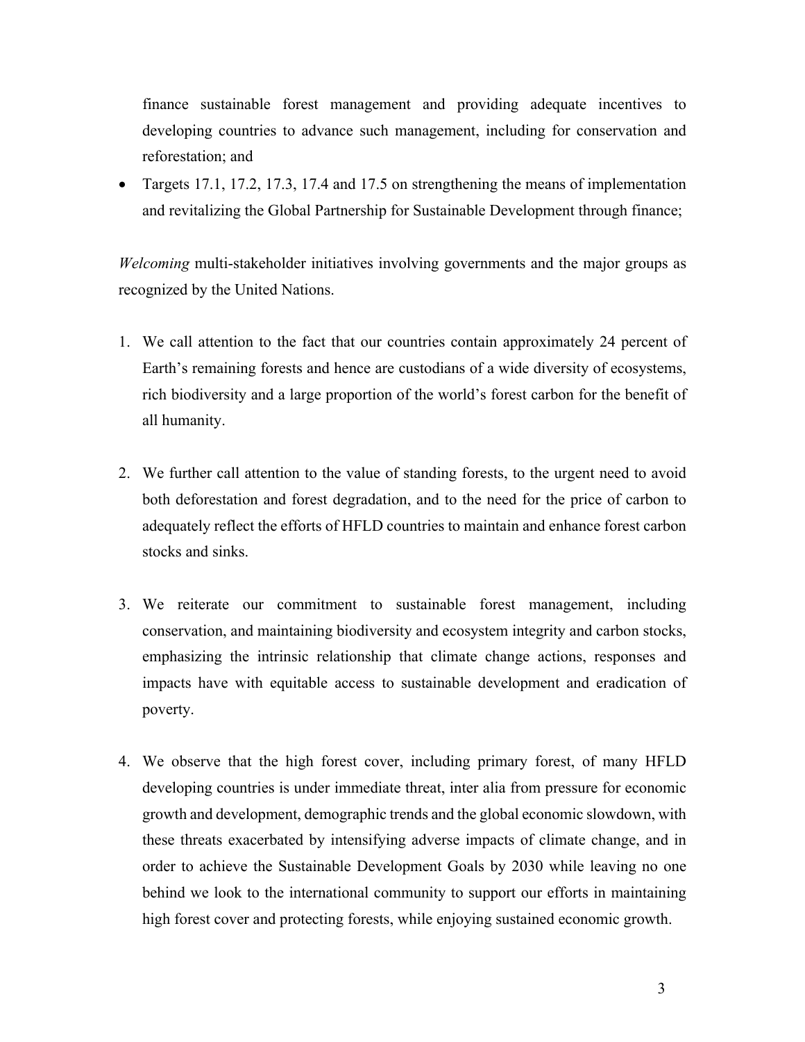finance sustainable forest management and providing adequate incentives to developing countries to advance such management, including for conservation and reforestation; and

- Targets 17.1, 17.2, 17.3, 17.4 and 17.5 on strengthening the means of implementation and revitalizing the Global Partnership for Sustainable Development through finance;

*Welcoming* multi-stakeholder initiatives involving governments and the major groups as recognized by the United Nations.

1. We call attention to the fact that our countries contain approximately 24 percent of Earth's remaining forests and hence are custodians of a wide diversity of ecosystems, rich biodiversity and a large proportion of the world's forest carbon for the benefit of all humanity.

2. We further call attention to the value of standing forests, to the urgent need to avoid both deforestation and forest degradation, and to the need for the price of carbon to adequately reflect the efforts of HFLD countries to maintain and enhance forest carbon stocks and sinks.

3. We reiterate our commitment to sustainable forest management, including conservation, and maintaining biodiversity and ecosystem integrity and carbon stocks, emphasizing the intrinsic relationship that climate change actions, responses and impacts have with equitable access to sustainable development and eradication of poverty.

4. We observe that the high forest cover, including primary forest, of many HFLD developing countries is under immediate threat, inter alia from pressure for economic growth and development, demographic trends and the global economic slowdown, with these threats exacerbated by intensifying adverse impacts of climate change, and in order to achieve the Sustainable Development Goals by 2030 while leaving no one behind we look to the international community to support our efforts in maintaining high forest cover and protecting forests, while enjoying sustained economic growth.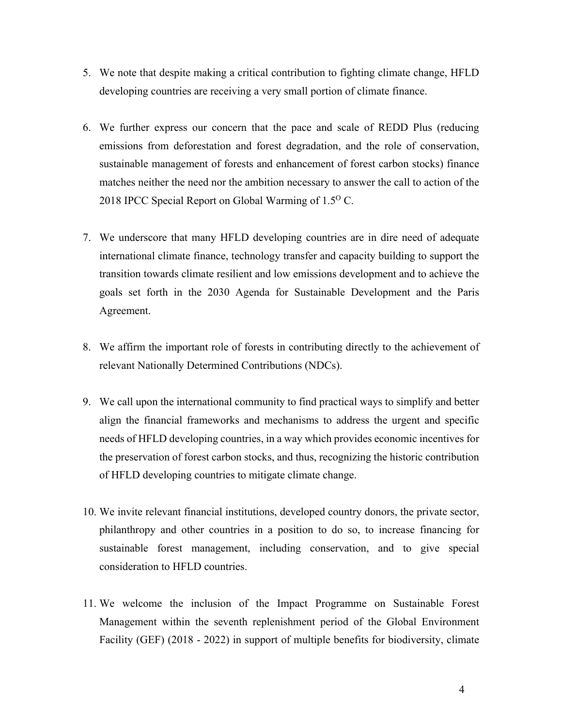5. We note that despite making a critical contribution to fighting climate change, HFLD developing countries are receiving a very small portion of climate finance.

6. We further express our concern that the pace and scale of REDD Plus (reducing emissions from deforestation and forest degradation, and the role of conservation, sustainable management of forests and enhancement of forest carbon stocks) finance matches neither the need nor the ambition necessary to answer the call to action of the 2018 IPCC Special Report on Global Warming of 1.5$^{O}$ C.

7. We underscore that many HFLD developing countries are in dire need of adequate international climate finance, technology transfer and capacity building to support the transition towards climate resilient and low emissions development and to achieve the goals set forth in the 2030 Agenda for Sustainable Development and the Paris Agreement.

8. We affirm the important role of forests in contributing directly to the achievement of relevant Nationally Determined Contributions (NDCs).

9. We call upon the international community to find practical ways to simplify and better align the financial frameworks and mechanisms to address the urgent and specific needs of HFLD developing countries, in a way which provides economic incentives for the preservation of forest carbon stocks, and thus, recognizing the historic contribution of HFLD developing countries to mitigate climate change.

10. We invite relevant financial institutions, developed country donors, the private sector, philanthropy and other countries in a position to do so, to increase financing for sustainable forest management, including conservation, and to give special consideration to HFLD countries.

11. We welcome the inclusion of the Impact Programme on Sustainable Forest Management within the seventh replenishment period of the Global Environment Facility (GEF) (2018 - 2022) in support of multiple benefits for biodiversity, climate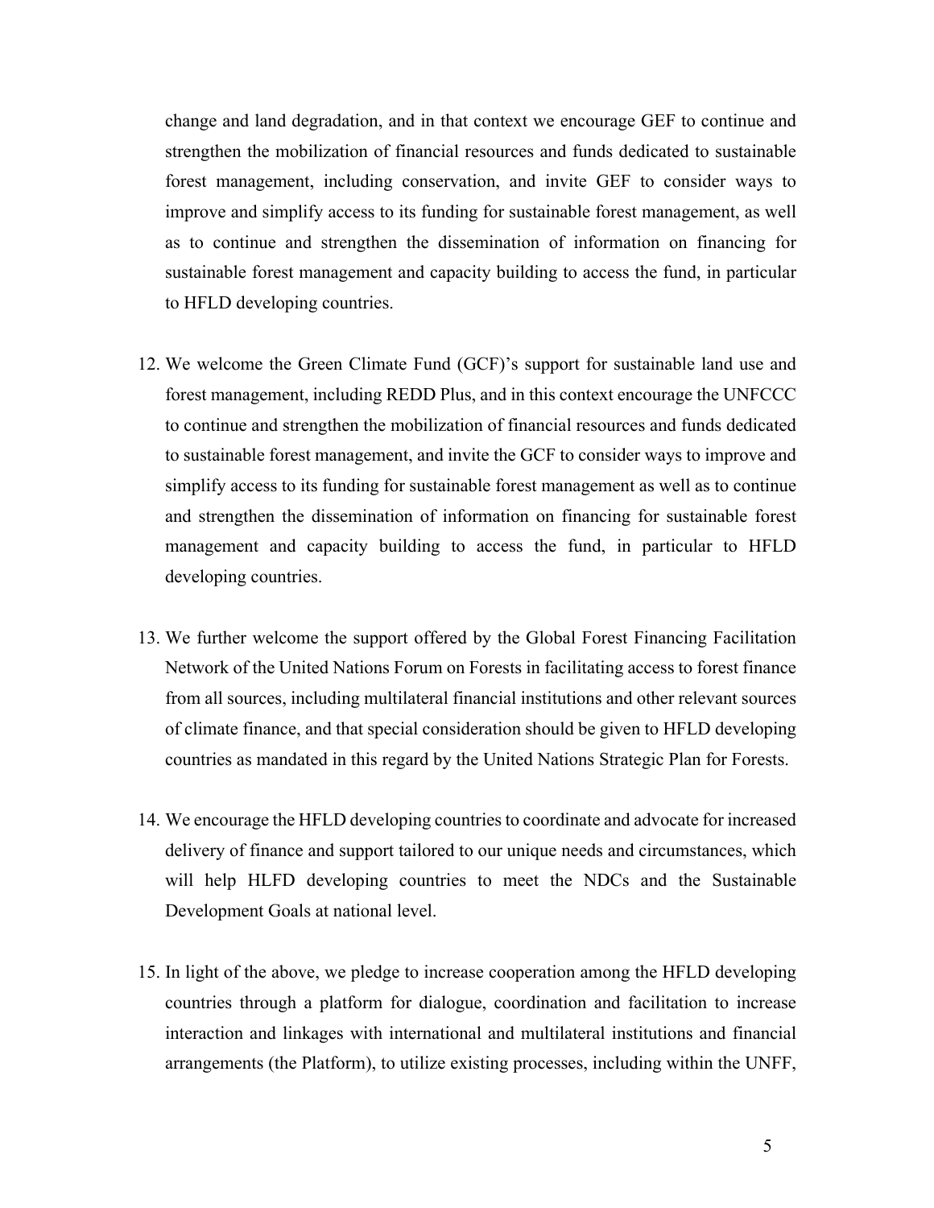change and land degradation, and in that context we encourage GEF to continue and strengthen the mobilization of financial resources and funds dedicated to sustainable forest management, including conservation, and invite GEF to consider ways to improve and simplify access to its funding for sustainable forest management, as well as to continue and strengthen the dissemination of information on financing for sustainable forest management and capacity building to access the fund, in particular to HFLD developing countries.

12. We welcome the Green Climate Fund (GCF)'s support for sustainable land use and forest management, including REDD Plus, and in this context encourage the UNFCCC to continue and strengthen the mobilization of financial resources and funds dedicated to sustainable forest management, and invite the GCF to consider ways to improve and simplify access to its funding for sustainable forest management as well as to continue and strengthen the dissemination of information on financing for sustainable forest management and capacity building to access the fund, in particular to HFLD developing countries.

13. We further welcome the support offered by the Global Forest Financing Facilitation Network of the United Nations Forum on Forests in facilitating access to forest finance from all sources, including multilateral financial institutions and other relevant sources of climate finance, and that special consideration should be given to HFLD developing countries as mandated in this regard by the United Nations Strategic Plan for Forests.

14. We encourage the HFLD developing countries to coordinate and advocate for increased delivery of finance and support tailored to our unique needs and circumstances, which will help HLFD developing countries to meet the NDCs and the Sustainable Development Goals at national level.

15. In light of the above, we pledge to increase cooperation among the HFLD developing countries through a platform for dialogue, coordination and facilitation to increase interaction and linkages with international and multilateral institutions and financial arrangements (the Platform), to utilize existing processes, including within the UNFF,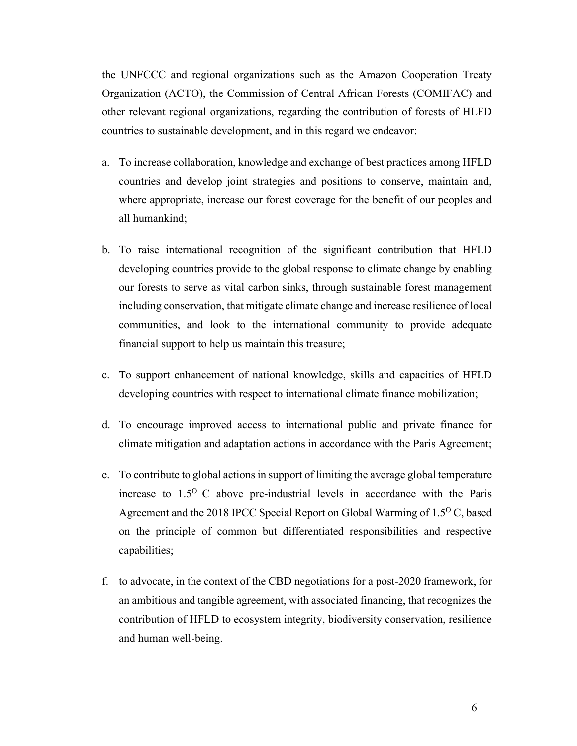the UNFCCC and regional organizations such as the Amazon Cooperation Treaty Organization (ACTO), the Commission of Central African Forests (COMIFAC) and other relevant regional organizations, regarding the contribution of forests of HLFD countries to sustainable development, and in this regard we endeavor:

a. To increase collaboration, knowledge and exchange of best practices among HFLD countries and develop joint strategies and positions to conserve, maintain and, where appropriate, increase our forest coverage for the benefit of our peoples and all humankind;

b. To raise international recognition of the significant contribution that HFLD developing countries provide to the global response to climate change by enabling our forests to serve as vital carbon sinks, through sustainable forest management including conservation, that mitigate climate change and increase resilience of local communities, and look to the international community to provide adequate financial support to help us maintain this treasure;

c. To support enhancement of national knowledge, skills and capacities of HFLD developing countries with respect to international climate finance mobilization;

d. To encourage improved access to international public and private finance for climate mitigation and adaptation actions in accordance with the Paris Agreement;

e. To contribute to global actions in support of limiting the average global temperature increase to $1.5^{O}$ C above pre-industrial levels in accordance with the Paris Agreement and the 2018 IPCC Special Report on Global Warming of $1.5^{O}$ C, based on the principle of common but differentiated responsibilities and respective capabilities;

f. to advocate, in the context of the CBD negotiations for a post-2020 framework, for an ambitious and tangible agreement, with associated financing, that recognizes the contribution of HFLD to ecosystem integrity, biodiversity conservation, resilience and human well-being.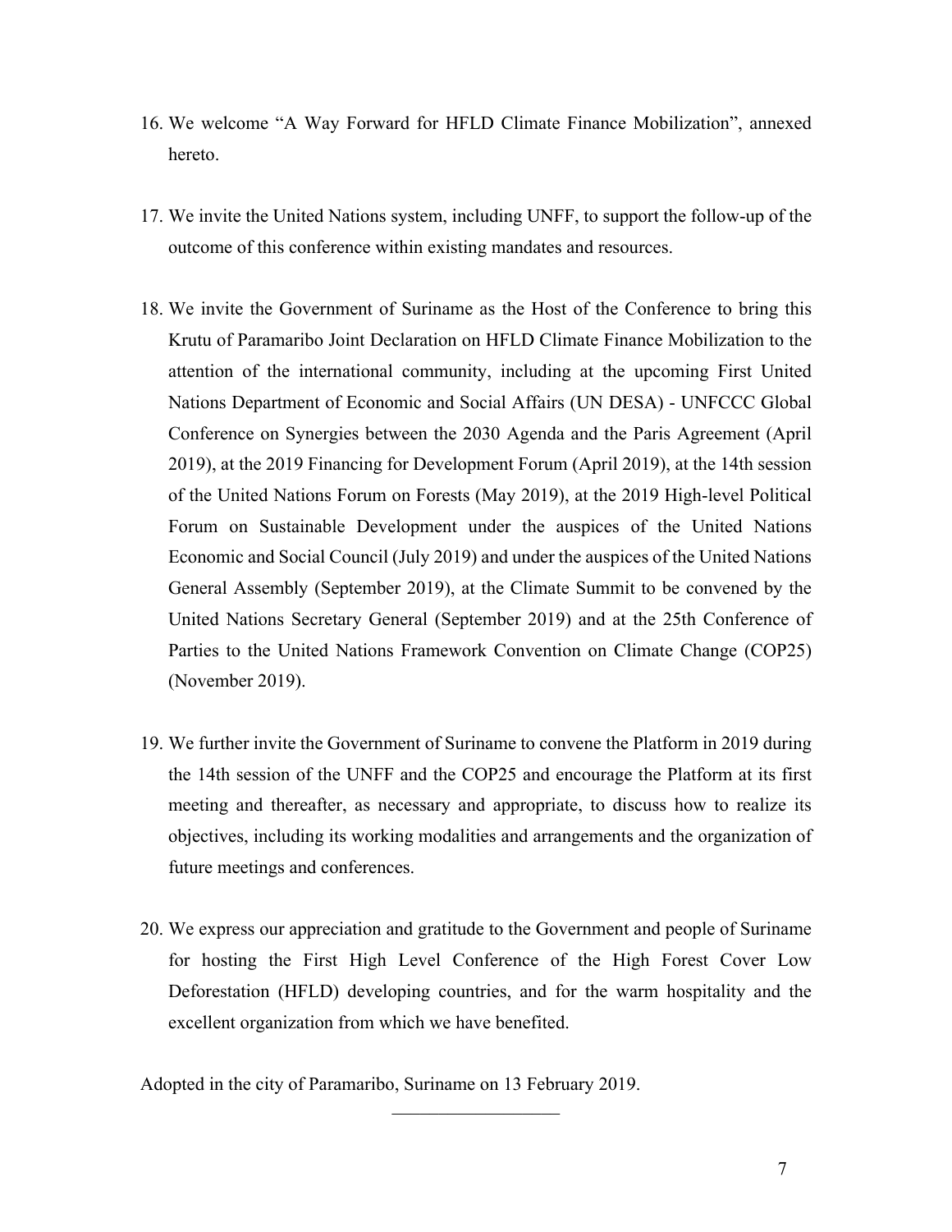16. We welcome "A Way Forward for HFLD Climate Finance Mobilization", annexed hereto.

17. We invite the United Nations system, including UNFF, to support the follow-up of the outcome of this conference within existing mandates and resources.

18. We invite the Government of Suriname as the Host of the Conference to bring this Krutu of Paramaribo Joint Declaration on HFLD Climate Finance Mobilization to the attention of the international community, including at the upcoming First United Nations Department of Economic and Social Affairs (UN DESA) - UNFCCC Global Conference on Synergies between the 2030 Agenda and the Paris Agreement (April 2019), at the 2019 Financing for Development Forum (April 2019), at the 14th session of the United Nations Forum on Forests (May 2019), at the 2019 High-level Political Forum on Sustainable Development under the auspices of the United Nations Economic and Social Council (July 2019) and under the auspices of the United Nations General Assembly (September 2019), at the Climate Summit to be convened by the United Nations Secretary General (September 2019) and at the 25th Conference of Parties to the United Nations Framework Convention on Climate Change (COP25) (November 2019).

19. We further invite the Government of Suriname to convene the Platform in 2019 during the 14th session of the UNFF and the COP25 and encourage the Platform at its first meeting and thereafter, as necessary and appropriate, to discuss how to realize its objectives, including its working modalities and arrangements and the organization of future meetings and conferences.

20. We express our appreciation and gratitude to the Government and people of Suriname for hosting the First High Level Conference of the High Forest Cover Low Deforestation (HFLD) developing countries, and for the warm hospitality and the excellent organization from which we have benefited.

Adopted in the city of Paramaribo, Suriname on 13 February 2019.

---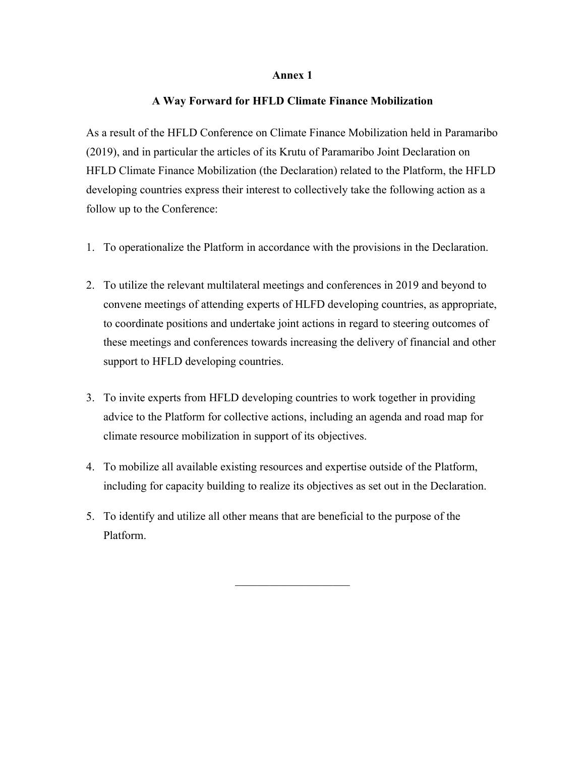**Annex 1**

**A Way Forward for HFLD Climate Finance Mobilization**

As a result of the HFLD Conference on Climate Finance Mobilization held in Paramaribo (2019), and in particular the articles of its Krutu of Paramaribo Joint Declaration on HFLD Climate Finance Mobilization (the Declaration) related to the Platform, the HFLD developing countries express their interest to collectively take the following action as a follow up to the Conference:

1. To operationalize the Platform in accordance with the provisions in the Declaration.

2. To utilize the relevant multilateral meetings and conferences in 2019 and beyond to convene meetings of attending experts of HLFD developing countries, as appropriate, to coordinate positions and undertake joint actions in regard to steering outcomes of these meetings and conferences towards increasing the delivery of financial and other support to HFLD developing countries.

3. To invite experts from HFLD developing countries to work together in providing advice to the Platform for collective actions, including an agenda and road map for climate resource mobilization in support of its objectives.

4. To mobilize all available existing resources and expertise outside of the Platform, including for capacity building to realize its objectives as set out in the Declaration.

5. To identify and utilize all other means that are beneficial to the purpose of the Platform.

---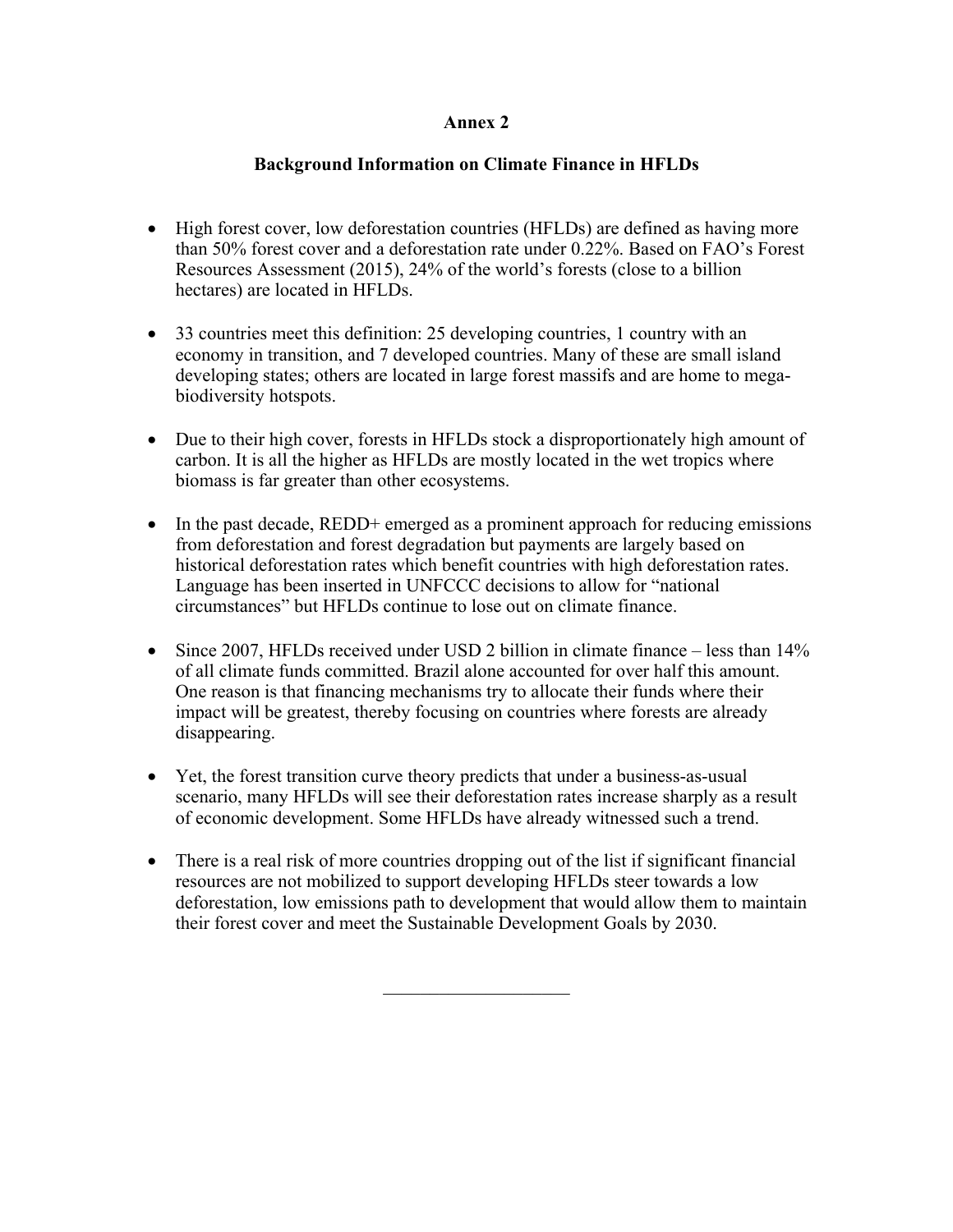# Annex 2

## Background Information on Climate Finance in HFLDs

- High forest cover, low deforestation countries (HFLDs) are defined as having more than 50% forest cover and a deforestation rate under 0.22%. Based on FAO's Forest Resources Assessment (2015), 24% of the world's forests (close to a billion hectares) are located in HFLDs.

- 33 countries meet this definition: 25 developing countries, 1 country with an economy in transition, and 7 developed countries. Many of these are small island developing states; others are located in large forest massifs and are home to mega-biodiversity hotspots.

- Due to their high cover, forests in HFLDs stock a disproportionately high amount of carbon. It is all the higher as HFLDs are mostly located in the wet tropics where biomass is far greater than other ecosystems.

- In the past decade, REDD+ emerged as a prominent approach for reducing emissions from deforestation and forest degradation but payments are largely based on historical deforestation rates which benefit countries with high deforestation rates. Language has been inserted in UNFCCC decisions to allow for "national circumstances" but HFLDs continue to lose out on climate finance.

- Since 2007, HFLDs received under USD 2 billion in climate finance – less than 14% of all climate funds committed. Brazil alone accounted for over half this amount. One reason is that financing mechanisms try to allocate their funds where their impact will be greatest, thereby focusing on countries where forests are already disappearing.

- Yet, the forest transition curve theory predicts that under a business-as-usual scenario, many HFLDs will see their deforestation rates increase sharply as a result of economic development. Some HFLDs have already witnessed such a trend.

- There is a real risk of more countries dropping out of the list if significant financial resources are not mobilized to support developing HFLDs steer towards a low deforestation, low emissions path to development that would allow them to maintain their forest cover and meet the Sustainable Development Goals by 2030.

---